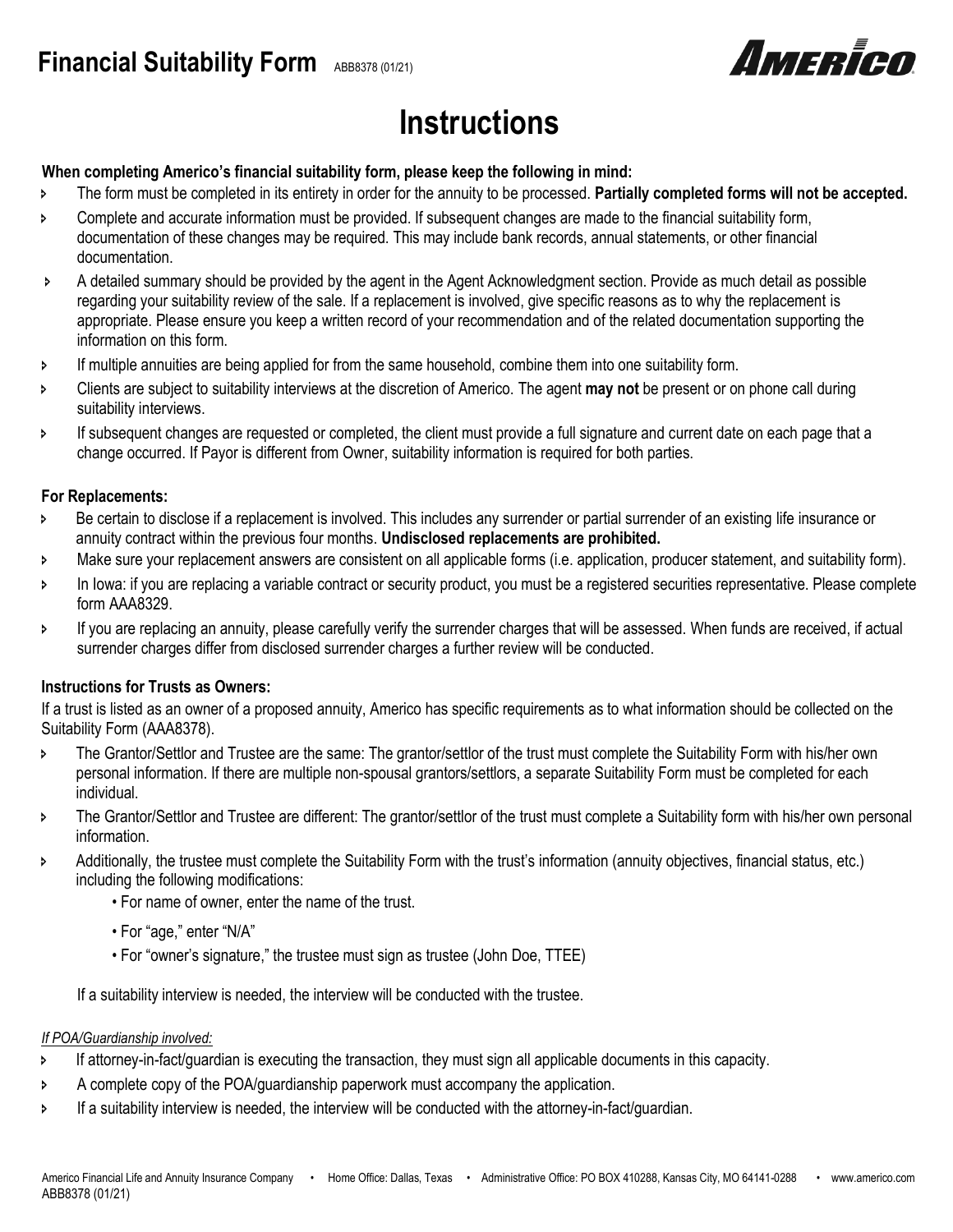# Financial Suitability Form ABB8378 (01/21)

AMERICO

## Instructions

**When completing Americo's financial suitability form, please keep the following in mind:**

- The form must be completed in its entirety in order for the annuity to be processed. **Partially completed forms will not be accepted.**
- Complete and accurate information must be provided. If subsequent changes are made to the financial suitability form, documentation of these changes may be required. This may include bank records, annual statements, or other financial documentation.
- A detailed summary should be provided by the agent in the Agent Acknowledgment section. Provide as much detail as possible regarding your suitability review of the sale. If a replacement is involved, give specific reasons as to why the replacement is appropriate. Please ensure you keep a written record of your recommendation and of the related documentation supporting the information on this form.
- If multiple annuities are being applied for from the same household, combine them into one suitability form.
- Clients are subject to suitability interviews at the discretion of Americo. The agent **may not** be present or on phone call during suitability interviews.
- If subsequent changes are requested or completed, the client must provide a full signature and current date on each page that a change occurred. If Payor is different from Owner, suitability information is required for both parties.

**For Replacements:**

- Be certain to disclose if a replacement is involved. This includes any surrender or partial surrender of an existing life insurance or annuity contract within the previous four months. **Undisclosed replacements are prohibited.**
- Make sure your replacement answers are consistent on all applicable forms (i.e. application, producer statement, and suitability form).
- In Iowa: if you are replacing a variable contract or security product, you must be a registered securities representative. Please complete form AAA8329.
- If you are replacing an annuity, please carefully verify the surrender charges that will be assessed. When funds are received, if actual surrender charges differ from disclosed surrender charges a further review will be conducted.

**Instructions for Trusts as Owners:**

If a trust is listed as an owner of a proposed annuity, Americo has specific requirements as to what information should be collected on the Suitability Form (AAA8378).

- The Grantor/Settlor and Trustee are the same: The grantor/settlor of the trust must complete the Suitability Form with his/her own personal information. If there are multiple non-spousal grantors/settlors, a separate Suitability Form must be completed for each individual.
- The Grantor/Settlor and Trustee are different: The grantor/settlor of the trust must complete a Suitability form with his/her own personal information.
- Additionally, the trustee must complete the Suitability Form with the trust's information (annuity objectives, financial status, etc.) including the following modifications:
  - For name of owner, enter the name of the trust.
  - For "age," enter "N/A"
  - For "owner's signature," the trustee must sign as trustee (John Doe, TTEE)

If a suitability interview is needed, the interview will be conducted with the trustee.

*If POA/Guardianship involved:*

- If attorney-in-fact/guardian is executing the transaction, they must sign all applicable documents in this capacity.
- A complete copy of the POA/guardianship paperwork must accompany the application.
- If a suitability interview is needed, the interview will be conducted with the attorney-in-fact/guardian.

Americo Financial Life and Annuity Insurance Company • Home Office: Dallas, Texas • Administrative Office: PO BOX 410288, Kansas City, MO 64141-0288 • www.americo.com
ABB8378 (01/21)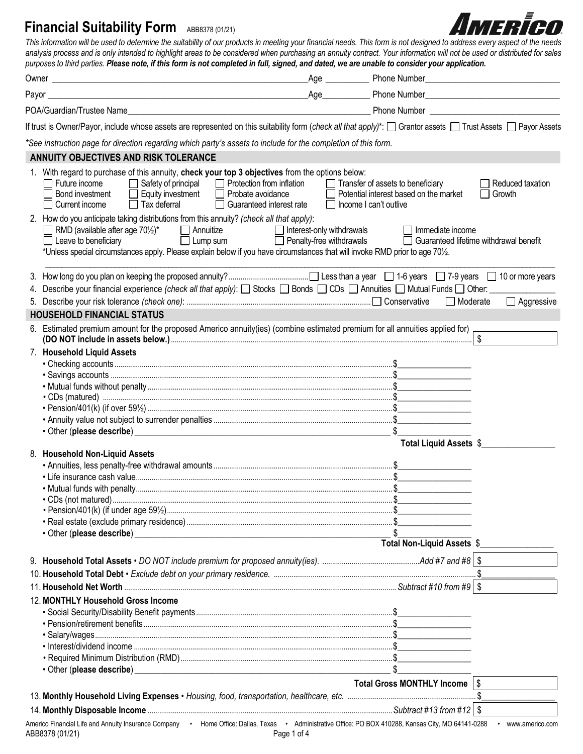# Financial Suitability Form ABB8378 (01/21)

AMERICO

*This information will be used to determine the suitability of our products in meeting your financial needs. This form is not designed to address every aspect of the needs analysis process and is only intended to highlight areas to be considered when purchasing an annuity contract. Your information will not be used or distributed for sales purposes to third parties.* ***Please note, if this form is not completed in full, signed, and dated, we are unable to consider your application.***

Owner ______________________________ Age __________ Phone Number ______________________________

Payor ______________________________ Age __________ Phone Number ______________________________

POA/Guardian/Trustee Name ______________________________ Phone Number ______________________________

If trust is Owner/Payor, include whose assets are represented on this suitability form (*check all that apply*)*: ☐ Grantor assets ☐ Trust Assets ☐ Payor Assets

*\*See instruction page for direction regarding which party's assets to include for the completion of this form.*

## ANNUITY OBJECTIVES AND RISK TOLERANCE

1. With regard to purchase of this annuity, **check your top 3 objectives** from the options below:
   - ☐ Future income ☐ Safety of principal ☐ Protection from inflation ☐ Transfer of assets to beneficiary ☐ Reduced taxation
   - ☐ Bond investment ☐ Equity investment ☐ Probate avoidance ☐ Potential interest based on the market ☐ Growth
   - ☐ Current income ☐ Tax deferral ☐ Guaranteed interest rate ☐ Income I can't outlive

2. How do you anticipate taking distributions from this annuity? (*check all that apply*):
   - ☐ RMD (available after age 70½)* ☐ Annuitize ☐ Interest-only withdrawals ☐ Immediate income
   - ☐ Leave to beneficiary ☐ Lump sum ☐ Penalty-free withdrawals ☐ Guaranteed lifetime withdrawal benefit

   *Unless special circumstances apply. Please explain below if you have circumstances that will invoke RMD prior to age 70½.

   ______________________________________________________________________________

3. How long do you plan on keeping the proposed annuity? ☐ Less than a year ☐ 1-6 years ☐ 7-9 years ☐ 10 or more years
4. Describe your financial experience (*check all that apply*): ☐ Stocks ☐ Bonds ☐ CDs ☐ Annuities ☐ Mutual Funds ☐ Other: _______________
5. Describe your risk tolerance (*check one*): ☐ Conservative ☐ Moderate ☐ Aggressive

## HOUSEHOLD FINANCIAL STATUS

6. Estimated premium amount for the proposed Americo annuity(ies) (combine estimated premium for all annuities applied for) **(DO NOT include in assets below.)** $ __________

7. **Household Liquid Assets**
   - Checking accounts $__________
   - Savings accounts $__________
   - Mutual funds without penalty $__________
   - CDs (matured) $__________
   - Pension/401(k) (if over 59½) $__________
   - Annuity value not subject to surrender penalties $__________
   - Other (**please describe**) ______________________________ $__________

   **Total Liquid Assets** $__________

8. **Household Non-Liquid Assets**
   - Annuities, less penalty-free withdrawal amounts $__________
   - Life insurance cash value $__________
   - Mutual funds with penalty $__________
   - CDs (not matured) $__________
   - Pension/401(k) (if under age 59½) $__________
   - Real estate (exclude primary residence) $__________
   - Other (**please describe**) ______________________________ $__________

   **Total Non-Liquid Assets** $__________

9. **Household Total Assets** • *DO NOT include premium for proposed annuity(ies).* *Add #7 and #8* $__________
10. **Household Total Debt** • *Exclude debt on your primary residence.* $__________
11. **Household Net Worth** *Subtract #10 from #9* $__________
12. **MONTHLY Household Gross Income**
    - Social Security/Disability Benefit payments $__________
    - Pension/retirement benefits $__________
    - Salary/wages $__________
    - Interest/dividend income $__________
    - Required Minimum Distribution (RMD) $__________
    - Other (**please describe**) ______________________________ $__________

    **Total Gross MONTHLY Income** $__________

13. **Monthly Household Living Expenses** • *Housing, food, transportation, healthcare, etc.* $__________
14. **Monthly Disposable Income** *Subtract #13 from #12* $__________

Americo Financial Life and Annuity Insurance Company • Home Office: Dallas, Texas • Administrative Office: PO BOX 410288, Kansas City, MO 64141-0288 • www.americo.com
ABB8378 (01/21)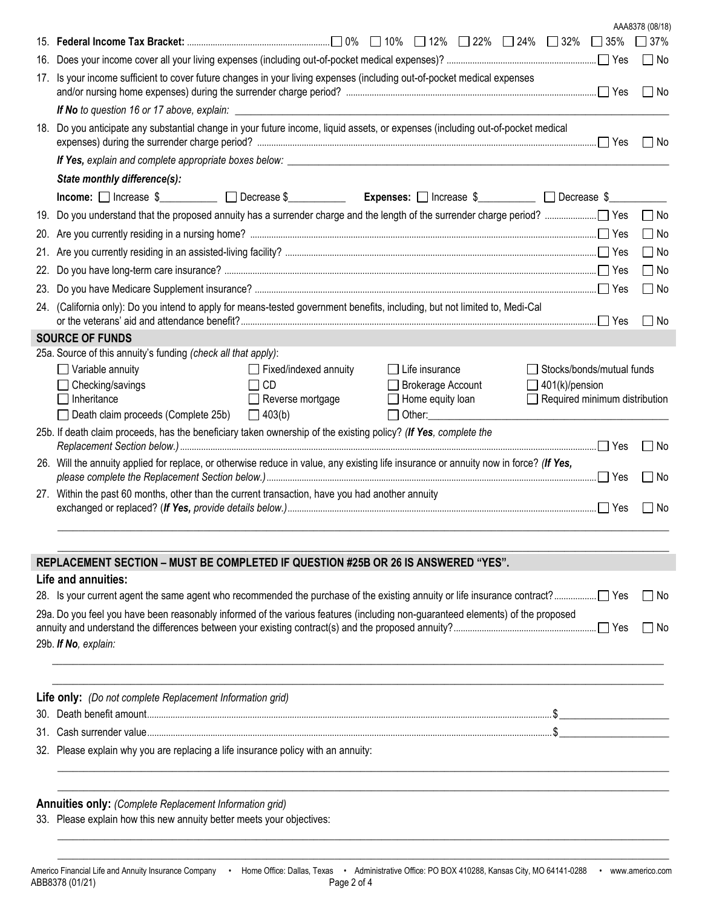AAA8378 (08/18)

15. **Federal Income Tax Bracket:** ☐ 0% ☐ 10% ☐ 12% ☐ 22% ☐ 24% ☐ 32% ☐ 35% ☐ 37%
16. Does your income cover all your living expenses (including out-of-pocket medical expenses)? ☐ Yes ☐ No
17. Is your income sufficient to cover future changes in your living expenses (including out-of-pocket medical expenses and/or nursing home expenses) during the surrender charge period? ☐ Yes ☐ No

    ***If No** to question 16 or 17 above, explain:* ____________________

18. Do you anticipate any substantial change in your future income, liquid assets, or expenses (including out-of-pocket medical expenses) during the surrender charge period? ☐ Yes ☐ No

    ***If Yes,** explain and complete appropriate boxes below:* ____________________

    ***State monthly difference(s):***

    **Income:** ☐ Increase $__________ ☐ Decrease $__________ **Expenses:** ☐ Increase $__________ ☐ Decrease $__________

19. Do you understand that the proposed annuity has a surrender charge and the length of the surrender charge period? ☐ Yes ☐ No
20. Are you currently residing in a nursing home? ☐ Yes ☐ No
21. Are you currently residing in an assisted-living facility? ☐ Yes ☐ No
22. Do you have long-term care insurance? ☐ Yes ☐ No
23. Do you have Medicare Supplement insurance? ☐ Yes ☐ No
24. (California only): Do you intend to apply for means-tested government benefits, including, but not limited to, Medi-Cal or the veterans' aid and attendance benefit? ☐ Yes ☐ No

## SOURCE OF FUNDS

25a. Source of this annuity's funding *(check all that apply)*:

| | | | |
|---|---|---|---|
| ☐ Variable annuity | ☐ Fixed/indexed annuity | ☐ Life insurance | ☐ Stocks/bonds/mutual funds |
| ☐ Checking/savings | ☐ CD | ☐ Brokerage Account | ☐ 401(k)/pension |
| ☐ Inheritance | ☐ Reverse mortgage | ☐ Home equity loan | ☐ Required minimum distribution |
| ☐ Death claim proceeds (Complete 25b) | ☐ 403(b) | ☐ Other:__________ | |

25b. If death claim proceeds, has the beneficiary taken ownership of the existing policy? *(**If Yes**, complete the Replacement Section below.)* ☐ Yes ☐ No

26. Will the annuity applied for replace, or otherwise reduce in value, any existing life insurance or annuity now in force? *(**If Yes,** please complete the Replacement Section below.)* ☐ Yes ☐ No
27. Within the past 60 months, other than the current transaction, have you had another annuity exchanged or replaced? (***If Yes,** provide details below.)* ☐ Yes ☐ No

    ____________________

    ____________________

## REPLACEMENT SECTION – MUST BE COMPLETED IF QUESTION #25B OR 26 IS ANSWERED "YES".

### Life and annuities:

28. Is your current agent the same agent who recommended the purchase of the existing annuity or life insurance contract? ☐ Yes ☐ No

29a. Do you feel you have been reasonably informed of the various features (including non-guaranteed elements) of the proposed annuity and understand the differences between your existing contract(s) and the proposed annuity? ☐ Yes ☐ No

29b. ***If No**, explain:*

____________________

____________________

### Life only: *(Do not complete Replacement Information grid)*

30. Death benefit amount $____________________
31. Cash surrender value $____________________
32. Please explain why you are replacing a life insurance policy with an annuity:

    ____________________

    ____________________

### Annuities only: *(Complete Replacement Information grid)*

33. Please explain how this new annuity better meets your objectives:

    ____________________

    ____________________

Americo Financial Life and Annuity Insurance Company • Home Office: Dallas, Texas • Administrative Office: PO BOX 410288, Kansas City, MO 64141-0288 • www.americo.com

ABB8378 (01/21)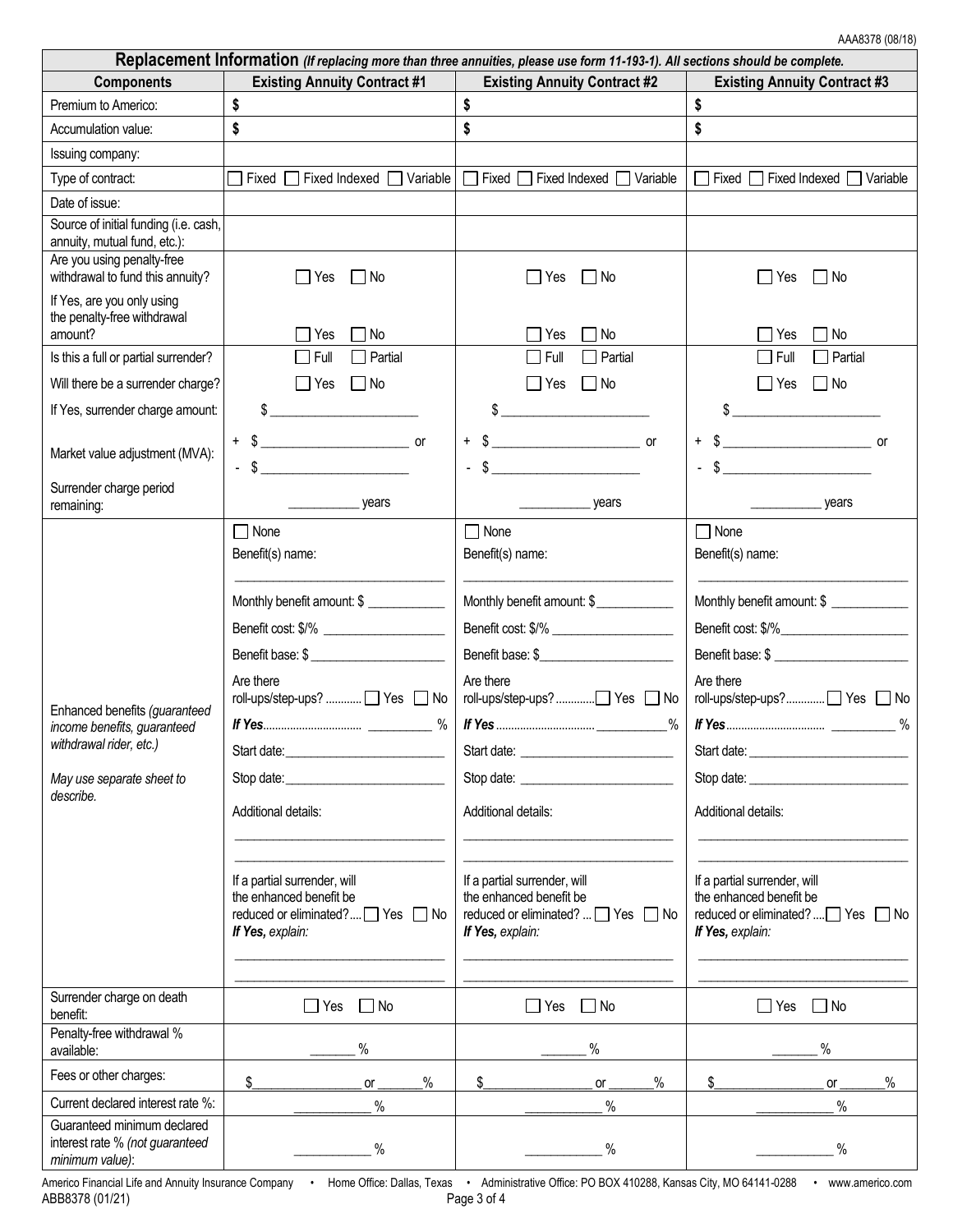AAA8378 (08/18)

| **Replacement Information** *(If replacing more than three annuities, please use form 11-193-1). All sections should be complete.* | | | |
|---|---|---|---|
| **Components** | **Existing Annuity Contract #1** | **Existing Annuity Contract #2** | **Existing Annuity Contract #3** |
| Premium to Americo: | **$** | **$** | **$** |
| Accumulation value: | **$** | **$** | **$** |
| Issuing company: | | | |
| Type of contract: | ☐ Fixed ☐ Fixed Indexed ☐ Variable | ☐ Fixed ☐ Fixed Indexed ☐ Variable | ☐ Fixed ☐ Fixed Indexed ☐ Variable |
| Date of issue: | | | |
| Source of initial funding (i.e. cash, annuity, mutual fund, etc.): | | | |
| Are you using penalty-free withdrawal to fund this annuity? | ☐ Yes ☐ No | ☐ Yes ☐ No | ☐ Yes ☐ No |
| If Yes, are you only using the penalty-free withdrawal amount? | ☐ Yes ☐ No | ☐ Yes ☐ No | ☐ Yes ☐ No |
| Is this a full or partial surrender? | ☐ Full ☐ Partial | ☐ Full ☐ Partial | ☐ Full ☐ Partial |
| Will there be a surrender charge? | ☐ Yes ☐ No | ☐ Yes ☐ No | ☐ Yes ☐ No |
| If Yes, surrender charge amount: | $ ____________ | $ ____________ | $ ____________ |
| Market value adjustment (MVA): | + $ ____________ or<br>- $ ____________ | + $ ____________ or<br>- $ ____________ | + $ ____________ or<br>- $ ____________ |
| Surrender charge period remaining: | ________ years | ________ years | ________ years |
| Enhanced benefits *(guaranteed income benefits, guaranteed withdrawal rider, etc.)*<br><br>*May use separate sheet to describe.* | ☐ None<br>Benefit(s) name:<br>____________<br>Monthly benefit amount: $ ________<br>Benefit cost: $/% ________<br>Benefit base: $ ________<br>Are there roll-ups/step-ups? ........ ☐ Yes ☐ No<br>***If Yes*** ........ ________ %<br>Start date: ________<br>Stop date: ________<br>Additional details:<br>____________<br>____________<br>If a partial surrender, will the enhanced benefit be reduced or eliminated? .... ☐ Yes ☐ No<br>***If Yes,*** *explain:*<br>____________<br>____________ | ☐ None<br>Benefit(s) name:<br>____________<br>Monthly benefit amount: $ ________<br>Benefit cost: $/% ________<br>Benefit base: $ ________<br>Are there roll-ups/step-ups? ........ ☐ Yes ☐ No<br>***If Yes*** ........ ________ %<br>Start date: ________<br>Stop date: ________<br>Additional details:<br>____________<br>____________<br>If a partial surrender, will the enhanced benefit be reduced or eliminated? ... ☐ Yes ☐ No<br>***If Yes,*** *explain:*<br>____________<br>____________ | ☐ None<br>Benefit(s) name:<br>____________<br>Monthly benefit amount: $ ________<br>Benefit cost: $/% ________<br>Benefit base: $ ________<br>Are there roll-ups/step-ups? ........ ☐ Yes ☐ No<br>***If Yes*** ........ ________ %<br>Start date: ________<br>Stop date: ________<br>Additional details:<br>____________<br>____________<br>If a partial surrender, will the enhanced benefit be reduced or eliminated? .... ☐ Yes ☐ No<br>***If Yes,*** *explain:*<br>____________<br>____________ |
| Surrender charge on death benefit: | ☐ Yes ☐ No | ☐ Yes ☐ No | ☐ Yes ☐ No |
| Penalty-free withdrawal % available: | ______ % | ______ % | ______ % |
| Fees or other charges: | $ ________ or ______ % | $ ________ or ______ % | $ ________ or ______ % |
| Current declared interest rate %: | ________ % | ________ % | ________ % |
| Guaranteed minimum declared interest rate % *(not guaranteed minimum value)*: | ________ % | ________ % | ________ % |

Americo Financial Life and Annuity Insurance Company • Home Office: Dallas, Texas • Administrative Office: PO BOX 410288, Kansas City, MO 64141-0288 • www.americo.com
ABB8378 (01/21)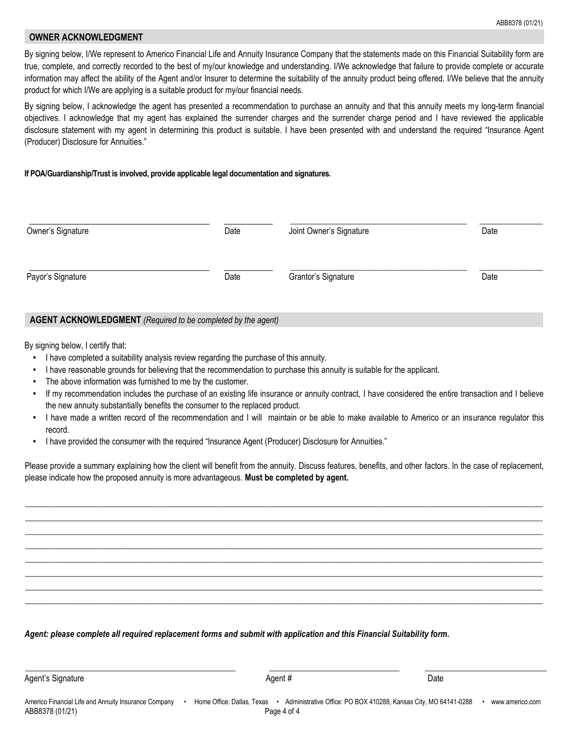## OWNER ACKNOWLEDGMENT

By signing below, I/We represent to Americo Financial Life and Annuity Insurance Company that the statements made on this Financial Suitability form are true, complete, and correctly recorded to the best of my/our knowledge and understanding. I/We acknowledge that failure to provide complete or accurate information may affect the ability of the Agent and/or Insurer to determine the suitability of the annuity product being offered. I/We believe that the annuity product for which I/We are applying is a suitable product for my/our financial needs.

By signing below, I acknowledge the agent has presented a recommendation to purchase an annuity and that this annuity meets my long-term financial objectives. I acknowledge that my agent has explained the surrender charges and the surrender charge period and I have reviewed the applicable disclosure statement with my agent in determining this product is suitable. I have been presented with and understand the required "Insurance Agent (Producer) Disclosure for Annuities."

**If POA/Guardianship/Trust is involved, provide applicable legal documentation and signatures.**

| | | | |
|---|---|---|---|
| Owner's Signature | Date | Joint Owner's Signature | Date |
| Payor's Signature | Date | Grantor's Signature | Date |

## AGENT ACKNOWLEDGMENT *(Required to be completed by the agent)*

By signing below, I certify that:

- I have completed a suitability analysis review regarding the purchase of this annuity.
- I have reasonable grounds for believing that the recommendation to purchase this annuity is suitable for the applicant.
- The above information was furnished to me by the customer.
- If my recommendation includes the purchase of an existing life insurance or annuity contract, I have considered the entire transaction and I believe the new annuity substantially benefits the consumer to the replaced product.
- I have made a written record of the recommendation and I will maintain or be able to make available to Americo or an insurance regulator this record.
- I have provided the consumer with the required "Insurance Agent (Producer) Disclosure for Annuities."

Please provide a summary explaining how the client will benefit from the annuity. Discuss features, benefits, and other factors. In the case of replacement, please indicate how the proposed annuity is more advantageous. **Must be completed by agent.**

___________________________________________________________________________

___________________________________________________________________________

___________________________________________________________________________

___________________________________________________________________________

___________________________________________________________________________

___________________________________________________________________________

___________________________________________________________________________

___________________________________________________________________________

***Agent: please complete all required replacement forms and submit with application and this Financial Suitability form.***

| | | |
|---|---|---|
| Agent's Signature | Agent # | Date |

Americo Financial Life and Annuity Insurance Company • Home Office: Dallas, Texas • Administrative Office: PO BOX 410288, Kansas City, MO 64141-0288 • www.americo.com